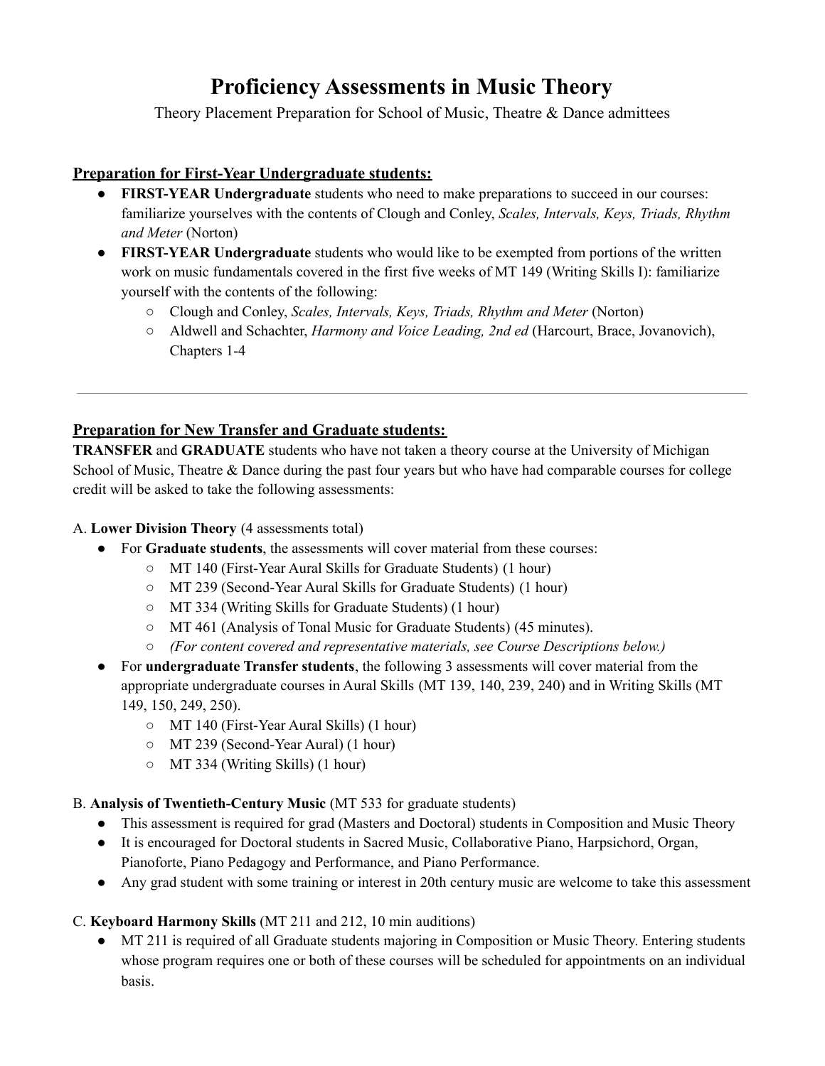# Proficiency Assessments in Music Theory

Theory Placement Preparation for School of Music, Theatre & Dance admittees

## Preparation for First-Year Undergraduate students:

- **FIRST-YEAR Undergraduate** students who need to make preparations to succeed in our courses: familiarize yourselves with the contents of Clough and Conley, *Scales, Intervals, Keys, Triads, Rhythm and Meter* (Norton)
- **FIRST-YEAR Undergraduate** students who would like to be exempted from portions of the written work on music fundamentals covered in the first five weeks of MT 149 (Writing Skills I): familiarize yourself with the contents of the following:
  - Clough and Conley, *Scales, Intervals, Keys, Triads, Rhythm and Meter* (Norton)
  - Aldwell and Schachter, *Harmony and Voice Leading, 2nd ed* (Harcourt, Brace, Jovanovich), Chapters 1-4

---

## Preparation for New Transfer and Graduate students:

**TRANSFER** and **GRADUATE** students who have not taken a theory course at the University of Michigan School of Music, Theatre & Dance during the past four years but who have had comparable courses for college credit will be asked to take the following assessments:

A. **Lower Division Theory** (4 assessments total)

- For **Graduate students**, the assessments will cover material from these courses:
  - MT 140 (First-Year Aural Skills for Graduate Students) (1 hour)
  - MT 239 (Second-Year Aural Skills for Graduate Students) (1 hour)
  - MT 334 (Writing Skills for Graduate Students) (1 hour)
  - MT 461 (Analysis of Tonal Music for Graduate Students) (45 minutes).
  - *(For content covered and representative materials, see Course Descriptions below.)*
- For **undergraduate Transfer students**, the following 3 assessments will cover material from the appropriate undergraduate courses in Aural Skills (MT 139, 140, 239, 240) and in Writing Skills (MT 149, 150, 249, 250).
  - MT 140 (First-Year Aural Skills) (1 hour)
  - MT 239 (Second-Year Aural) (1 hour)
  - MT 334 (Writing Skills) (1 hour)

B. **Analysis of Twentieth-Century Music** (MT 533 for graduate students)

- This assessment is required for grad (Masters and Doctoral) students in Composition and Music Theory
- It is encouraged for Doctoral students in Sacred Music, Collaborative Piano, Harpsichord, Organ, Pianoforte, Piano Pedagogy and Performance, and Piano Performance.
- Any grad student with some training or interest in 20th century music are welcome to take this assessment

C. **Keyboard Harmony Skills** (MT 211 and 212, 10 min auditions)

- MT 211 is required of all Graduate students majoring in Composition or Music Theory. Entering students whose program requires one or both of these courses will be scheduled for appointments on an individual basis.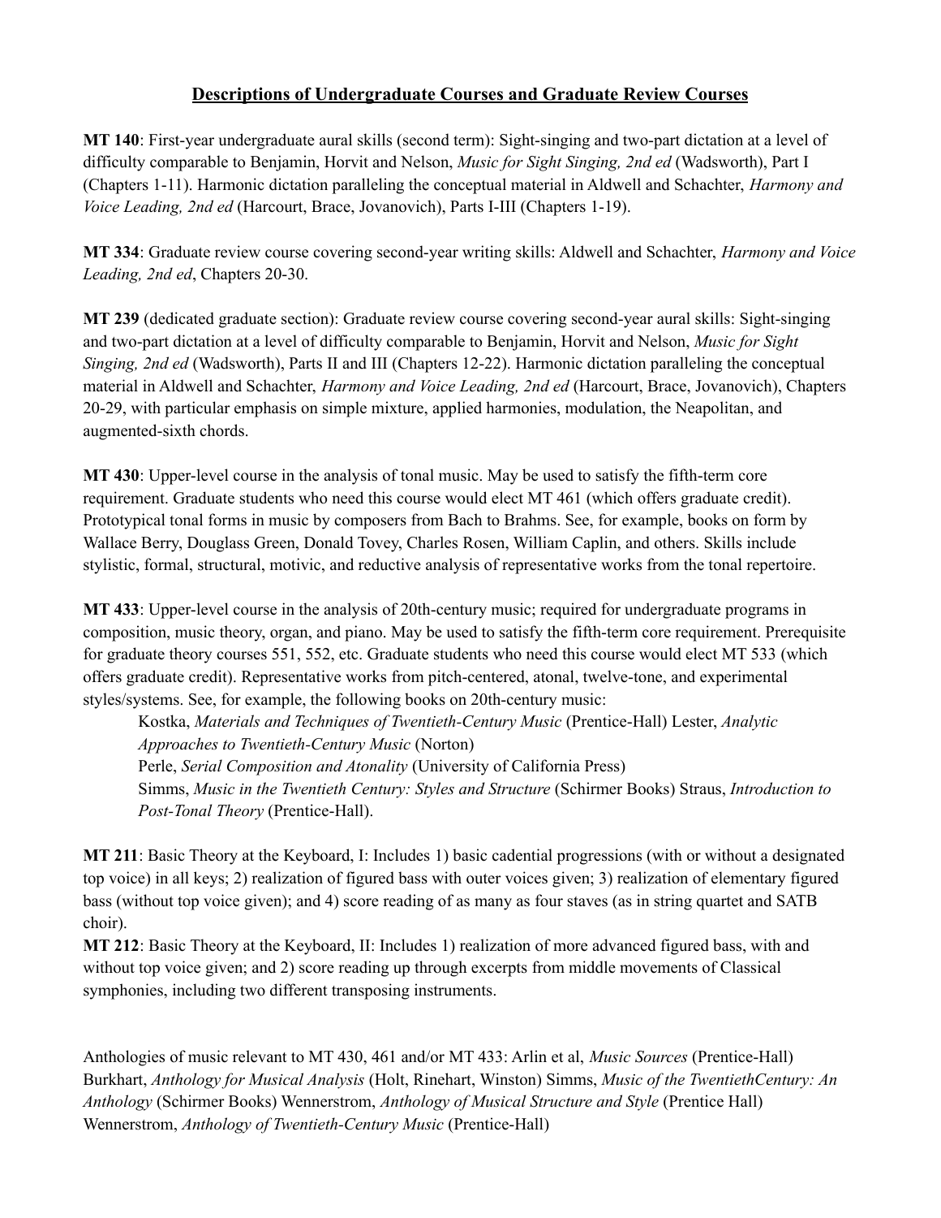## Descriptions of Undergraduate Courses and Graduate Review Courses

**MT 140**: First-year undergraduate aural skills (second term): Sight-singing and two-part dictation at a level of difficulty comparable to Benjamin, Horvit and Nelson, *Music for Sight Singing, 2nd ed* (Wadsworth), Part I (Chapters 1-11). Harmonic dictation paralleling the conceptual material in Aldwell and Schachter, *Harmony and Voice Leading, 2nd ed* (Harcourt, Brace, Jovanovich), Parts I-III (Chapters 1-19).

**MT 334**: Graduate review course covering second-year writing skills: Aldwell and Schachter, *Harmony and Voice Leading, 2nd ed*, Chapters 20-30.

**MT 239** (dedicated graduate section): Graduate review course covering second-year aural skills: Sight-singing and two-part dictation at a level of difficulty comparable to Benjamin, Horvit and Nelson, *Music for Sight Singing, 2nd ed* (Wadsworth), Parts II and III (Chapters 12-22). Harmonic dictation paralleling the conceptual material in Aldwell and Schachter, *Harmony and Voice Leading, 2nd ed* (Harcourt, Brace, Jovanovich), Chapters 20-29, with particular emphasis on simple mixture, applied harmonies, modulation, the Neapolitan, and augmented-sixth chords.

**MT 430**: Upper-level course in the analysis of tonal music. May be used to satisfy the fifth-term core requirement. Graduate students who need this course would elect MT 461 (which offers graduate credit). Prototypical tonal forms in music by composers from Bach to Brahms. See, for example, books on form by Wallace Berry, Douglass Green, Donald Tovey, Charles Rosen, William Caplin, and others. Skills include stylistic, formal, structural, motivic, and reductive analysis of representative works from the tonal repertoire.

**MT 433**: Upper-level course in the analysis of 20th-century music; required for undergraduate programs in composition, music theory, organ, and piano. May be used to satisfy the fifth-term core requirement. Prerequisite for graduate theory courses 551, 552, etc. Graduate students who need this course would elect MT 533 (which offers graduate credit). Representative works from pitch-centered, atonal, twelve-tone, and experimental styles/systems. See, for example, the following books on 20th-century music:

Kostka, *Materials and Techniques of Twentieth-Century Music* (Prentice-Hall) Lester, *Analytic Approaches to Twentieth-Century Music* (Norton)
Perle, *Serial Composition and Atonality* (University of California Press)
Simms, *Music in the Twentieth Century: Styles and Structure* (Schirmer Books) Straus, *Introduction to Post-Tonal Theory* (Prentice-Hall).

**MT 211**: Basic Theory at the Keyboard, I: Includes 1) basic cadential progressions (with or without a designated top voice) in all keys; 2) realization of figured bass with outer voices given; 3) realization of elementary figured bass (without top voice given); and 4) score reading of as many as four staves (as in string quartet and SATB choir).

**MT 212**: Basic Theory at the Keyboard, II: Includes 1) realization of more advanced figured bass, with and without top voice given; and 2) score reading up through excerpts from middle movements of Classical symphonies, including two different transposing instruments.

Anthologies of music relevant to MT 430, 461 and/or MT 433: Arlin et al, *Music Sources* (Prentice-Hall) Burkhart, *Anthology for Musical Analysis* (Holt, Rinehart, Winston) Simms, *Music of the TwentiethCentury: An Anthology* (Schirmer Books) Wennerstrom, *Anthology of Musical Structure and Style* (Prentice Hall) Wennerstrom, *Anthology of Twentieth-Century Music* (Prentice-Hall)